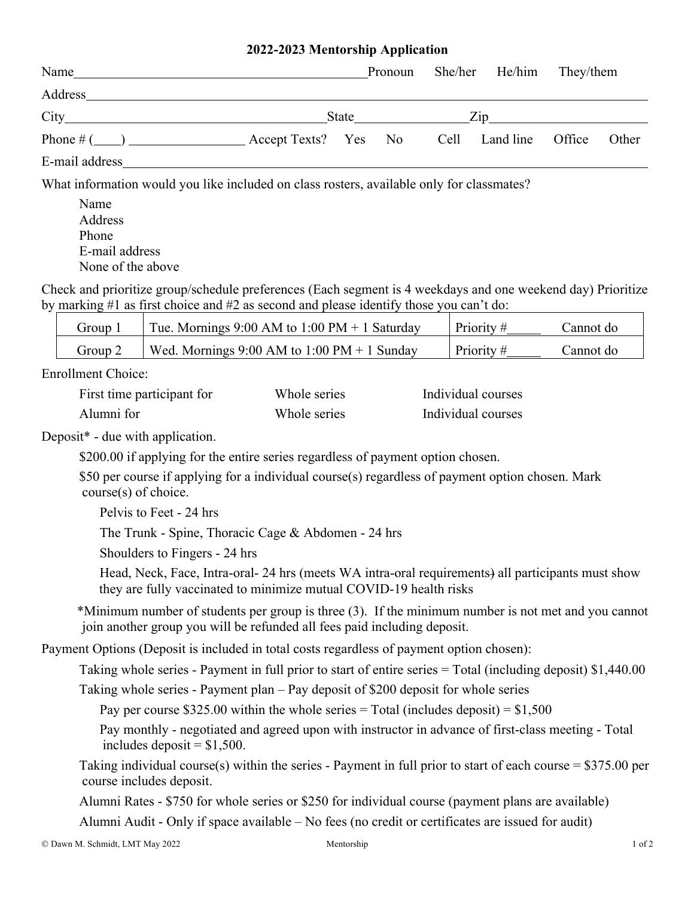# 2022-2023 Mentorship Application

Name\_\_\_\_\_\_\_\_\_\_\_\_\_\_\_\_\_\_\_\_\_\_\_\_\_\_\_\_\_\_\_\_\_\_\_\_\_\_\_\_\_\_\_\_ Pronoun She/her He/him They/them

Address\_\_\_\_\_\_\_\_\_\_\_\_\_\_\_\_\_\_\_\_\_\_\_\_\_\_\_\_\_\_\_\_\_\_\_\_\_\_\_\_\_\_\_\_\_\_\_\_\_\_\_\_\_\_\_\_\_\_\_\_\_\_\_\_\_\_\_\_\_\_\_\_\_\_

City\_\_\_\_\_\_\_\_\_\_\_\_\_\_\_\_\_\_\_\_\_\_\_\_\_\_\_\_\_\_\_\_\_\_\_\_\_\_\_\_ State\_\_\_\_\_\_\_\_\_\_\_\_\_\_\_\_ Zip\_\_\_\_\_\_\_\_\_\_\_\_\_\_\_\_\_\_\_\_\_\_\_\_

Phone # (\_\_\_\_) \_\_\_\_\_\_\_\_\_\_\_\_\_\_\_\_\_ Accept Texts? Yes No Cell Land line Office Other

E-mail address\_\_\_\_\_\_\_\_\_\_\_\_\_\_\_\_\_\_\_\_\_\_\_\_\_\_\_\_\_\_\_\_\_\_\_\_\_\_\_\_\_\_\_\_\_\_\_\_\_\_\_\_\_\_\_\_\_\_\_\_\_\_\_\_\_\_\_\_\_\_

What information would you like included on class rosters, available only for classmates?

- Name
- Address
- Phone
- E-mail address
- None of the above

Check and prioritize group/schedule preferences (Each segment is 4 weekdays and one weekend day) Prioritize by marking #1 as first choice and #2 as second and please identify those you can't do:

| Group | Schedule | Priority | Cannot do |
|---|---|---|---|
| Group 1 | Tue. Mornings 9:00 AM to 1:00 PM + 1 Saturday | Priority #\_\_\_\_\_ | Cannot do |
| Group 2 | Wed. Mornings 9:00 AM to 1:00 PM + 1 Sunday | Priority #\_\_\_\_\_ | Cannot do |

Enrollment Choice:

| | | |
|---|---|---|
| First time participant for | Whole series | Individual courses |
| Alumni for | Whole series | Individual courses |

Deposit* - due with application.

$200.00 if applying for the entire series regardless of payment option chosen.

$50 per course if applying for a individual course(s) regardless of payment option chosen. Mark course(s) of choice.

- Pelvis to Feet - 24 hrs
- The Trunk - Spine, Thoracic Cage & Abdomen - 24 hrs
- Shoulders to Fingers - 24 hrs
- Head, Neck, Face, Intra-oral- 24 hrs (meets WA intra-oral requirements) all participants must show they are fully vaccinated to minimize mutual COVID-19 health risks

*Minimum number of students per group is three (3). If the minimum number is not met and you cannot join another group you will be refunded all fees paid including deposit.

Payment Options (Deposit is included in total costs regardless of payment option chosen):

Taking whole series - Payment in full prior to start of entire series = Total (including deposit) $1,440.00

Taking whole series - Payment plan – Pay deposit of $200 deposit for whole series

- Pay per course $325.00 within the whole series = Total (includes deposit) = $1,500
- Pay monthly - negotiated and agreed upon with instructor in advance of first-class meeting - Total includes deposit = $1,500.

Taking individual course(s) within the series - Payment in full prior to start of each course = $375.00 per course includes deposit.

Alumni Rates - $750 for whole series or $250 for individual course (payment plans are available)

Alumni Audit - Only if space available – No fees (no credit or certificates are issued for audit)

© Dawn M. Schmidt, LMT May 2022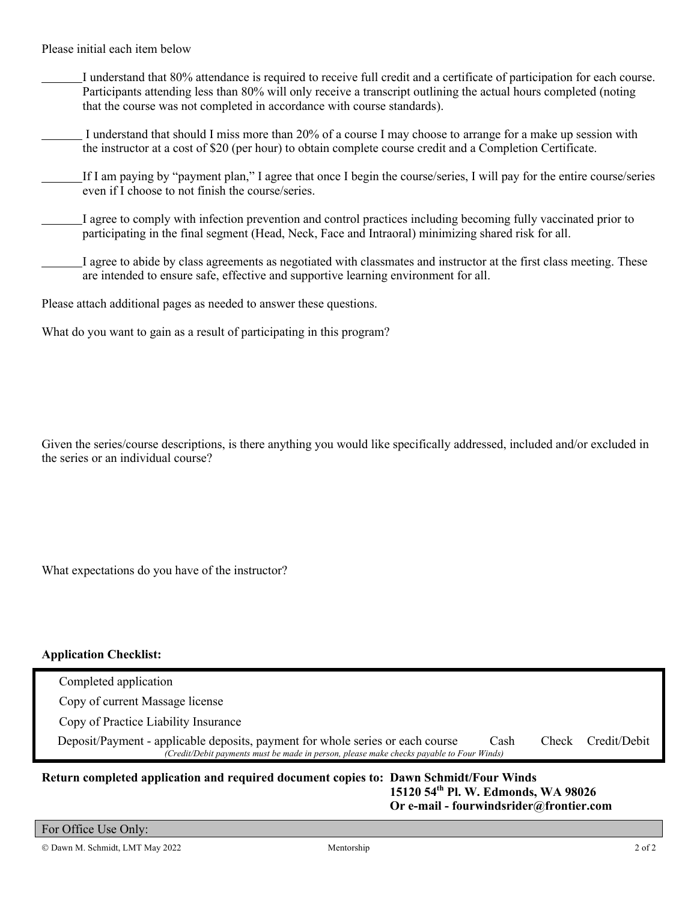Please initial each item below

_______I understand that 80% attendance is required to receive full credit and a certificate of participation for each course. Participants attending less than 80% will only receive a transcript outlining the actual hours completed (noting that the course was not completed in accordance with course standards).

_______ I understand that should I miss more than 20% of a course I may choose to arrange for a make up session with the instructor at a cost of $20 (per hour) to obtain complete course credit and a Completion Certificate.

_______If I am paying by "payment plan," I agree that once I begin the course/series, I will pay for the entire course/series even if I choose to not finish the course/series.

_______I agree to comply with infection prevention and control practices including becoming fully vaccinated prior to participating in the final segment (Head, Neck, Face and Intraoral) minimizing shared risk for all.

_______I agree to abide by class agreements as negotiated with classmates and instructor at the first class meeting. These are intended to ensure safe, effective and supportive learning environment for all.

Please attach additional pages as needed to answer these questions.

What do you want to gain as a result of participating in this program?

Given the series/course descriptions, is there anything you would like specifically addressed, included and/or excluded in the series or an individual course?

What expectations do you have of the instructor?

**Application Checklist:**

Completed application

Copy of current Massage license

Copy of Practice Liability Insurance

Deposit/Payment - applicable deposits, payment for whole series or each course Cash Check Credit/Debit

*(Credit/Debit payments must be made in person, please make checks payable to Four Winds)*

**Return completed application and required document copies to: Dawn Schmidt/Four Winds**
**15120 54th Pl. W. Edmonds, WA 98026**
**Or e-mail - fourwindsrider@frontier.com**

For Office Use Only:

© Dawn M. Schmidt, LMT May 2022 Mentorship